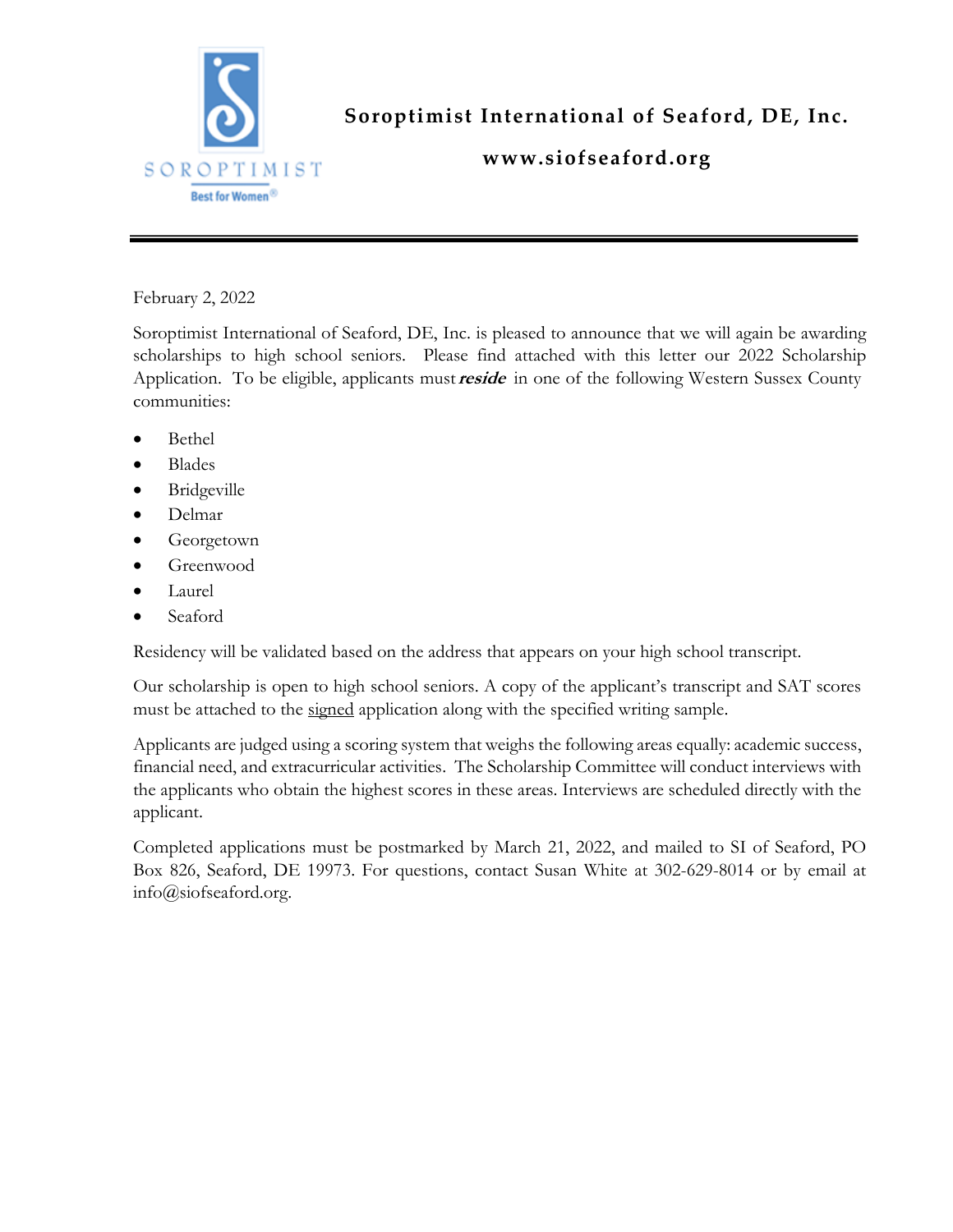SOROPTIMIST

Best for Women®

**Soroptimist International of Seaford, DE, Inc.**

**www.siofseaford.org**

---

February 2, 2022

Soroptimist International of Seaford, DE, Inc. is pleased to announce that we will again be awarding scholarships to high school seniors. Please find attached with this letter our 2022 Scholarship Application. To be eligible, applicants must ***reside*** in one of the following Western Sussex County communities:

- Bethel
- Blades
- Bridgeville
- Delmar
- Georgetown
- Greenwood
- Laurel
- Seaford

Residency will be validated based on the address that appears on your high school transcript.

Our scholarship is open to high school seniors. A copy of the applicant's transcript and SAT scores must be attached to the <u>signed</u> application along with the specified writing sample.

Applicants are judged using a scoring system that weighs the following areas equally: academic success, financial need, and extracurricular activities. The Scholarship Committee will conduct interviews with the applicants who obtain the highest scores in these areas. Interviews are scheduled directly with the applicant.

Completed applications must be postmarked by March 21, 2022, and mailed to SI of Seaford, PO Box 826, Seaford, DE 19973. For questions, contact Susan White at 302-629-8014 or by email at info@siofseaford.org.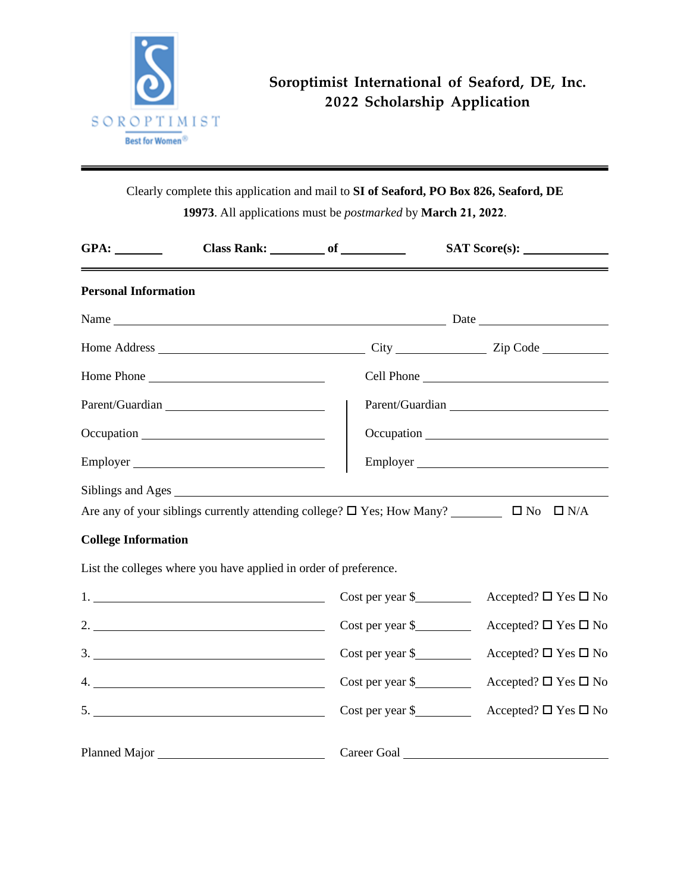SOROPTIMIST
Best for Women®

# Soroptimist International of Seaford, DE, Inc.
# 2022 Scholarship Application

Clearly complete this application and mail to **SI of Seaford, PO Box 826, Seaford, DE 19973**. All applications must be *postmarked* by **March 21, 2022**.

**GPA:** _______ **Class Rank:** ________ **of** __________ **SAT Score(s):** _____________

## Personal Information

Name ____________________________________________________ Date ____________________

Home Address ______________________________ City _____________ Zip Code __________

Home Phone ___________________________ Cell Phone ___________________________

Parent/Guardian _______________________ Parent/Guardian _______________________

Occupation ___________________________ Occupation ___________________________

Employer ____________________________ Employer ____________________________

Siblings and Ages ___________________________________________________________________

Are any of your siblings currently attending college? ☐ Yes; How Many? ________ ☐ No ☐ N/A

## College Information

List the colleges where you have applied in order of preference.

1. ________________________________ Cost per year $________ Accepted? ☐ Yes ☐ No
2. ________________________________ Cost per year $________ Accepted? ☐ Yes ☐ No
3. ________________________________ Cost per year $________ Accepted? ☐ Yes ☐ No
4. ________________________________ Cost per year $________ Accepted? ☐ Yes ☐ No
5. ________________________________ Cost per year $________ Accepted? ☐ Yes ☐ No

Planned Major ___________________________ Career Goal ______________________________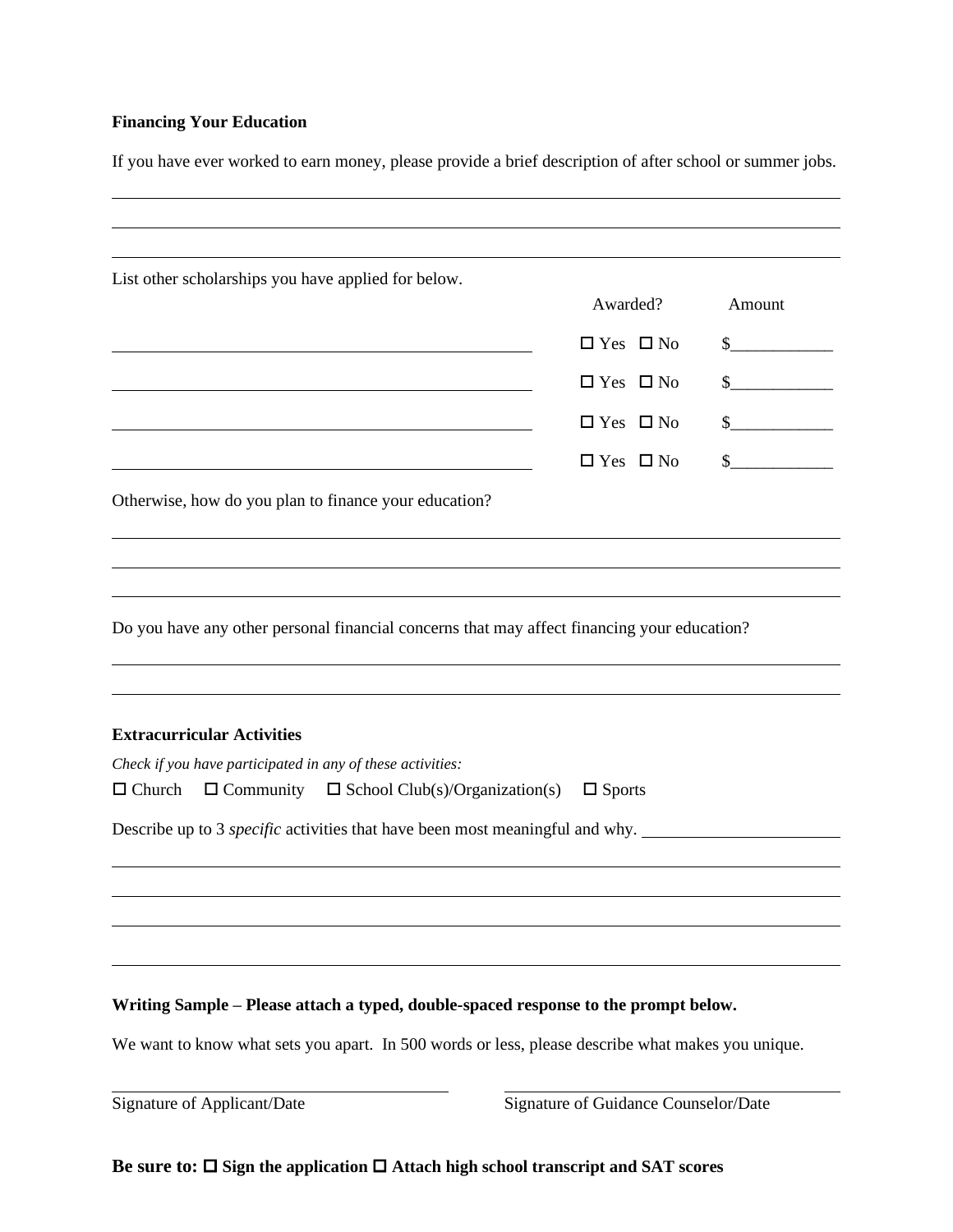**Financing Your Education**

If you have ever worked to earn money, please provide a brief description of after school or summer jobs.

\_\_\_\_\_\_\_\_\_\_\_\_\_\_\_\_\_\_\_\_\_\_\_\_\_\_\_\_\_\_\_\_\_\_\_\_\_\_\_\_\_\_\_\_\_\_\_\_\_\_\_\_\_\_\_\_\_\_\_\_\_\_\_\_\_\_\_\_\_\_

\_\_\_\_\_\_\_\_\_\_\_\_\_\_\_\_\_\_\_\_\_\_\_\_\_\_\_\_\_\_\_\_\_\_\_\_\_\_\_\_\_\_\_\_\_\_\_\_\_\_\_\_\_\_\_\_\_\_\_\_\_\_\_\_\_\_\_\_\_\_

\_\_\_\_\_\_\_\_\_\_\_\_\_\_\_\_\_\_\_\_\_\_\_\_\_\_\_\_\_\_\_\_\_\_\_\_\_\_\_\_\_\_\_\_\_\_\_\_\_\_\_\_\_\_\_\_\_\_\_\_\_\_\_\_\_\_\_\_\_\_

List other scholarships you have applied for below.

| | Awarded? | Amount |
|---|---|---|
| \_\_\_\_\_\_\_\_\_\_\_\_\_\_\_\_\_\_\_\_\_\_\_\_\_\_\_\_\_\_\_\_ | ☐ Yes ☐ No | $\_\_\_\_\_\_\_\_\_\_\_\_ |
| \_\_\_\_\_\_\_\_\_\_\_\_\_\_\_\_\_\_\_\_\_\_\_\_\_\_\_\_\_\_\_\_ | ☐ Yes ☐ No | $\_\_\_\_\_\_\_\_\_\_\_\_ |
| \_\_\_\_\_\_\_\_\_\_\_\_\_\_\_\_\_\_\_\_\_\_\_\_\_\_\_\_\_\_\_\_ | ☐ Yes ☐ No | $\_\_\_\_\_\_\_\_\_\_\_\_ |
| \_\_\_\_\_\_\_\_\_\_\_\_\_\_\_\_\_\_\_\_\_\_\_\_\_\_\_\_\_\_\_\_ | ☐ Yes ☐ No | $\_\_\_\_\_\_\_\_\_\_\_\_ |

Otherwise, how do you plan to finance your education?

\_\_\_\_\_\_\_\_\_\_\_\_\_\_\_\_\_\_\_\_\_\_\_\_\_\_\_\_\_\_\_\_\_\_\_\_\_\_\_\_\_\_\_\_\_\_\_\_\_\_\_\_\_\_\_\_\_\_\_\_\_\_\_\_\_\_\_\_\_\_

\_\_\_\_\_\_\_\_\_\_\_\_\_\_\_\_\_\_\_\_\_\_\_\_\_\_\_\_\_\_\_\_\_\_\_\_\_\_\_\_\_\_\_\_\_\_\_\_\_\_\_\_\_\_\_\_\_\_\_\_\_\_\_\_\_\_\_\_\_\_

\_\_\_\_\_\_\_\_\_\_\_\_\_\_\_\_\_\_\_\_\_\_\_\_\_\_\_\_\_\_\_\_\_\_\_\_\_\_\_\_\_\_\_\_\_\_\_\_\_\_\_\_\_\_\_\_\_\_\_\_\_\_\_\_\_\_\_\_\_\_

Do you have any other personal financial concerns that may affect financing your education?

\_\_\_\_\_\_\_\_\_\_\_\_\_\_\_\_\_\_\_\_\_\_\_\_\_\_\_\_\_\_\_\_\_\_\_\_\_\_\_\_\_\_\_\_\_\_\_\_\_\_\_\_\_\_\_\_\_\_\_\_\_\_\_\_\_\_\_\_\_\_

\_\_\_\_\_\_\_\_\_\_\_\_\_\_\_\_\_\_\_\_\_\_\_\_\_\_\_\_\_\_\_\_\_\_\_\_\_\_\_\_\_\_\_\_\_\_\_\_\_\_\_\_\_\_\_\_\_\_\_\_\_\_\_\_\_\_\_\_\_\_

**Extracurricular Activities**

*Check if you have participated in any of these activities:*

☐ Church ☐ Community ☐ School Club(s)/Organization(s) ☐ Sports

Describe up to 3 *specific* activities that have been most meaningful and why. \_\_\_\_\_\_\_\_\_\_\_\_\_\_\_\_\_\_\_\_\_\_\_\_

\_\_\_\_\_\_\_\_\_\_\_\_\_\_\_\_\_\_\_\_\_\_\_\_\_\_\_\_\_\_\_\_\_\_\_\_\_\_\_\_\_\_\_\_\_\_\_\_\_\_\_\_\_\_\_\_\_\_\_\_\_\_\_\_\_\_\_\_\_\_

\_\_\_\_\_\_\_\_\_\_\_\_\_\_\_\_\_\_\_\_\_\_\_\_\_\_\_\_\_\_\_\_\_\_\_\_\_\_\_\_\_\_\_\_\_\_\_\_\_\_\_\_\_\_\_\_\_\_\_\_\_\_\_\_\_\_\_\_\_\_

\_\_\_\_\_\_\_\_\_\_\_\_\_\_\_\_\_\_\_\_\_\_\_\_\_\_\_\_\_\_\_\_\_\_\_\_\_\_\_\_\_\_\_\_\_\_\_\_\_\_\_\_\_\_\_\_\_\_\_\_\_\_\_\_\_\_\_\_\_\_

\_\_\_\_\_\_\_\_\_\_\_\_\_\_\_\_\_\_\_\_\_\_\_\_\_\_\_\_\_\_\_\_\_\_\_\_\_\_\_\_\_\_\_\_\_\_\_\_\_\_\_\_\_\_\_\_\_\_\_\_\_\_\_\_\_\_\_\_\_\_

**Writing Sample – Please attach a typed, double-spaced response to the prompt below.**

We want to know what sets you apart. In 500 words or less, please describe what makes you unique.

\_\_\_\_\_\_\_\_\_\_\_\_\_\_\_\_\_\_\_\_\_\_\_\_\_\_\_\_\_\_\_\_\_\_ \_\_\_\_\_\_\_\_\_\_\_\_\_\_\_\_\_\_\_\_\_\_\_\_\_\_\_\_\_\_\_\_\_\_

Signature of Applicant/Date Signature of Guidance Counselor/Date

**Be sure to: ☐ Sign the application ☐ Attach high school transcript and SAT scores**